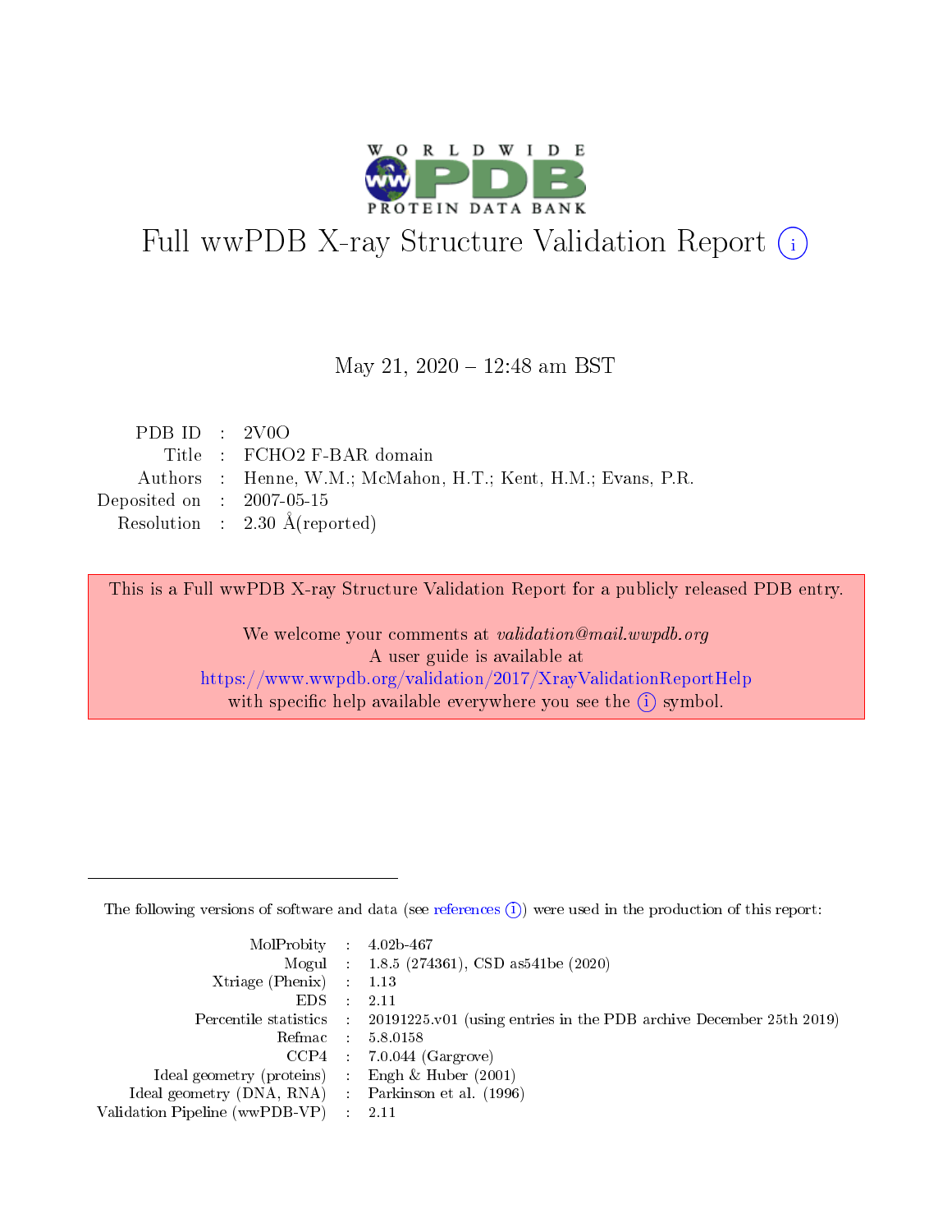WORLDWIDE PDB PROTEIN DATA BANK

# Full wwPDB X-ray Structure Validation Report (i)

May 21, 2020 – 12:48 am BST

| | | |
|---|---|---|
| PDB ID | : | 2V0O |
| Title | : | FCHO2 F-BAR domain |
| Authors | : | Henne, W.M.; McMahon, H.T.; Kent, H.M.; Evans, P.R. |
| Deposited on | : | 2007-05-15 |
| Resolution | : | 2.30 Å(reported) |

This is a Full wwPDB X-ray Structure Validation Report for a publicly released PDB entry.

We welcome your comments at *validation@mail.wwpdb.org*
A user guide is available at
https://www.wwpdb.org/validation/2017/XrayValidationReportHelp
with specific help available everywhere you see the (i) symbol.

---

The following versions of software and data (see references (i)) were used in the production of this report:

| | | |
|---|---|---|
| MolProbity | : | 4.02b-467 |
| Mogul | : | 1.8.5 (274361), CSD as541be (2020) |
| Xtriage (Phenix) | : | 1.13 |
| EDS | : | 2.11 |
| Percentile statistics | : | 20191225.v01 (using entries in the PDB archive December 25th 2019) |
| Refmac | : | 5.8.0158 |
| CCP4 | : | 7.0.044 (Gargrove) |
| Ideal geometry (proteins) | : | Engh & Huber (2001) |
| Ideal geometry (DNA, RNA) | : | Parkinson et al. (1996) |
| Validation Pipeline (wwPDB-VP) | : | 2.11 |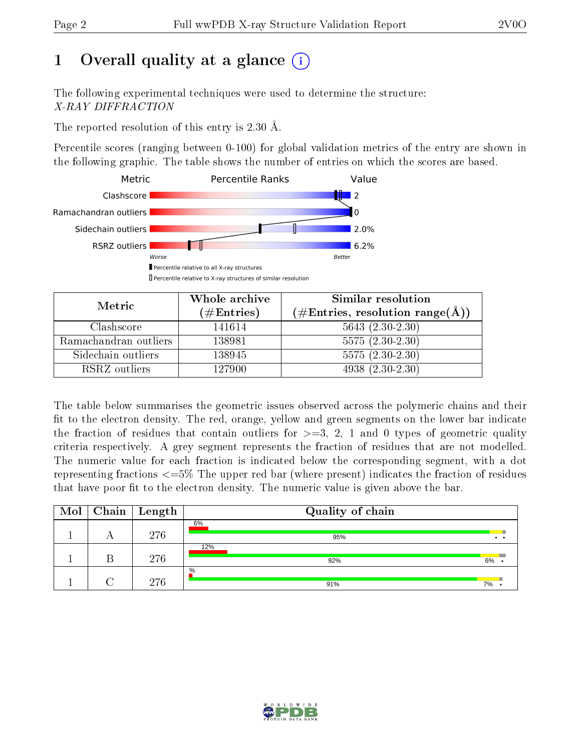# 1 Overall quality at a glance

The following experimental techniques were used to determine the structure:
*X-RAY DIFFRACTION*

The reported resolution of this entry is 2.30 Å.

Percentile scores (ranging between 0-100) for global validation metrics of the entry are shown in the following graphic. The table shows the number of entries on which the scores are based.

| Metric | Value |
|---|---|
| Clashscore | 2 |
| Ramachandran outliers | 0 |
| Sidechain outliers | 2.0% |
| RSRZ outliers | 6.2% |

Worse — Better

▮ Percentile relative to all X-ray structures
▯ Percentile relative to X-ray structures of similar resolution

| Metric | Whole archive (#Entries) | Similar resolution (#Entries, resolution range(Å)) |
|---|---|---|
| Clashscore | 141614 | 5643 (2.30-2.30) |
| Ramachandran outliers | 138981 | 5575 (2.30-2.30) |
| Sidechain outliers | 138945 | 5575 (2.30-2.30) |
| RSRZ outliers | 127900 | 4938 (2.30-2.30) |

The table below summarises the geometric issues observed across the polymeric chains and their fit to the electron density. The red, orange, yellow and green segments on the lower bar indicate the fraction of residues that contain outliers for >=3, 2, 1 and 0 types of geometric quality criteria respectively. A grey segment represents the fraction of residues that are not modelled. The numeric value for each fraction is indicated below the corresponding segment, with a dot representing fractions <=5% The upper red bar (where present) indicates the fraction of residues that have poor fit to the electron density. The numeric value is given above the bar.

| Mol | Chain | Length | Quality of chain |
|---|---|---|---|
| 1 | A | 276 | 6% / 95% • • |
| 1 | B | 276 | 12% / 92% 6% • |
| 1 | C | 276 | % / 91% 7% • |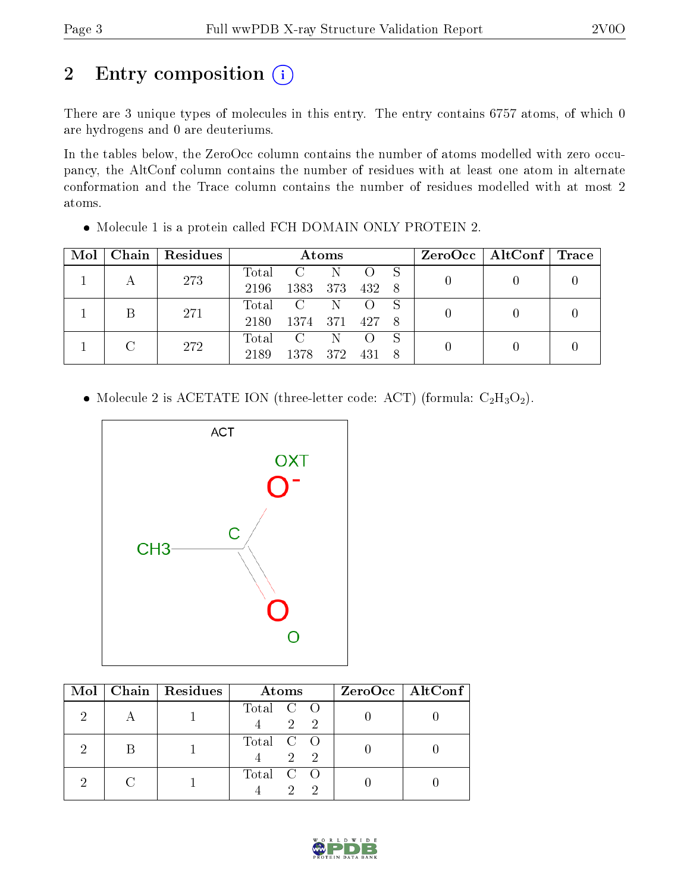# 2 Entry composition

There are 3 unique types of molecules in this entry. The entry contains 6757 atoms, of which 0 are hydrogens and 0 are deuteriums.

In the tables below, the ZeroOcc column contains the number of atoms modelled with zero occupancy, the AltConf column contains the number of residues with at least one atom in alternate conformation and the Trace column contains the number of residues modelled with at most 2 atoms.

- Molecule 1 is a protein called FCH DOMAIN ONLY PROTEIN 2.

| Mol | Chain | Residues | Atoms | | | | | ZeroOcc | AltConf | Trace |
|---|---|---|---|---|---|---|---|---|---|---|
| 1 | A | 273 | Total 2196 | C 1383 | N 373 | O 432 | S 8 | 0 | 0 | 0 |
| 1 | B | 271 | Total 2180 | C 1374 | N 371 | O 427 | S 8 | 0 | 0 | 0 |
| 1 | C | 272 | Total 2189 | C 1378 | N 372 | O 431 | S 8 | 0 | 0 | 0 |

- Molecule 2 is ACETATE ION (three-letter code: ACT) (formula: $C_2H_3O_2$).

| Mol | Chain | Residues | Atoms | | | ZeroOcc | AltConf |
|---|---|---|---|---|---|---|---|
| 2 | A | 1 | Total 4 | C 2 | O 2 | 0 | 0 |
| 2 | B | 1 | Total 4 | C 2 | O 2 | 0 | 0 |
| 2 | C | 1 | Total 4 | C 2 | O 2 | 0 | 0 |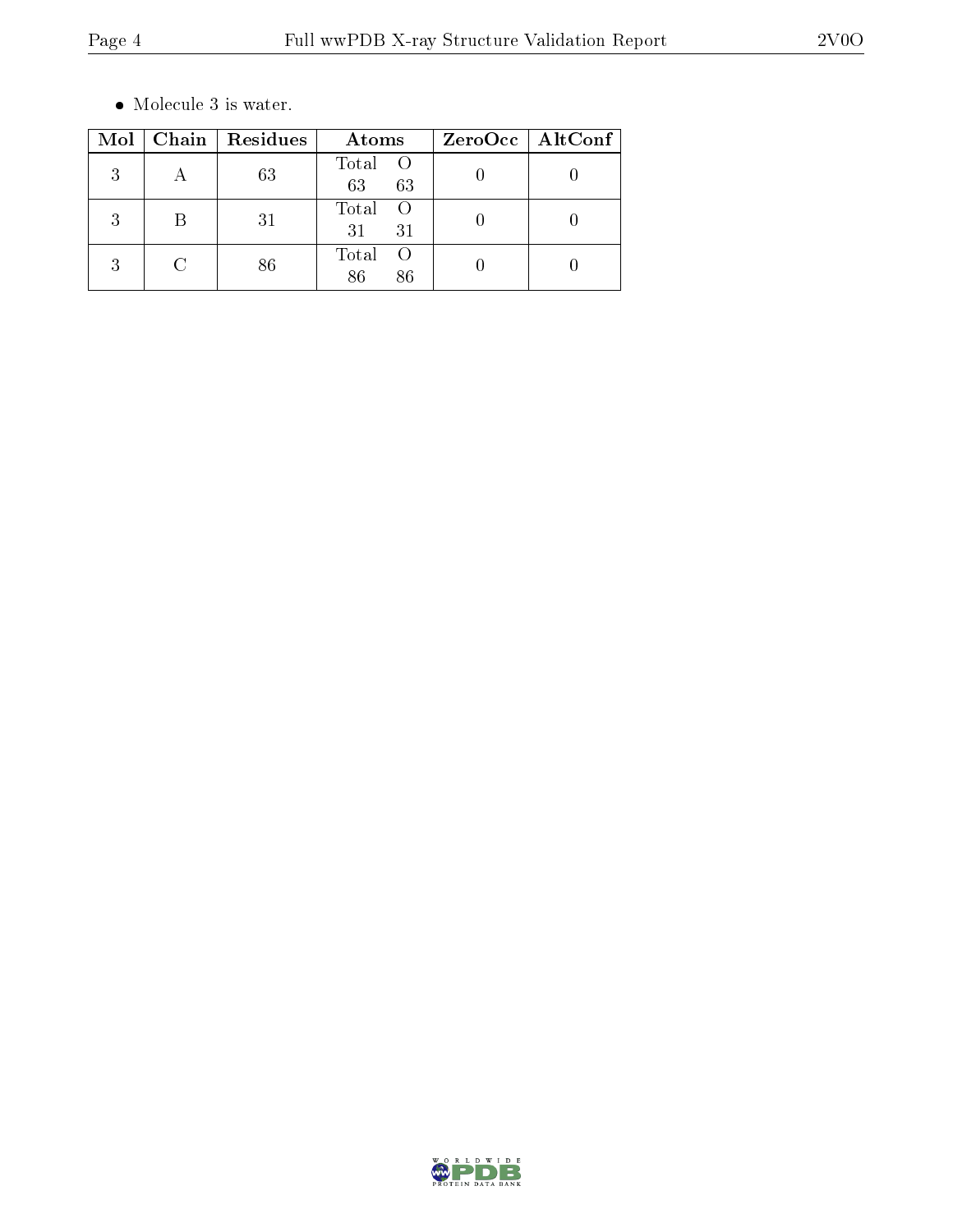- Molecule 3 is water.

| Mol | Chain | Residues | Atoms | ZeroOcc | AltConf |
| --- | --- | --- | --- | --- | --- |
| 3 | A | 63 | Total O<br>63 63 | 0 | 0 |
| 3 | B | 31 | Total O<br>31 31 | 0 | 0 |
| 3 | C | 86 | Total O<br>86 86 | 0 | 0 |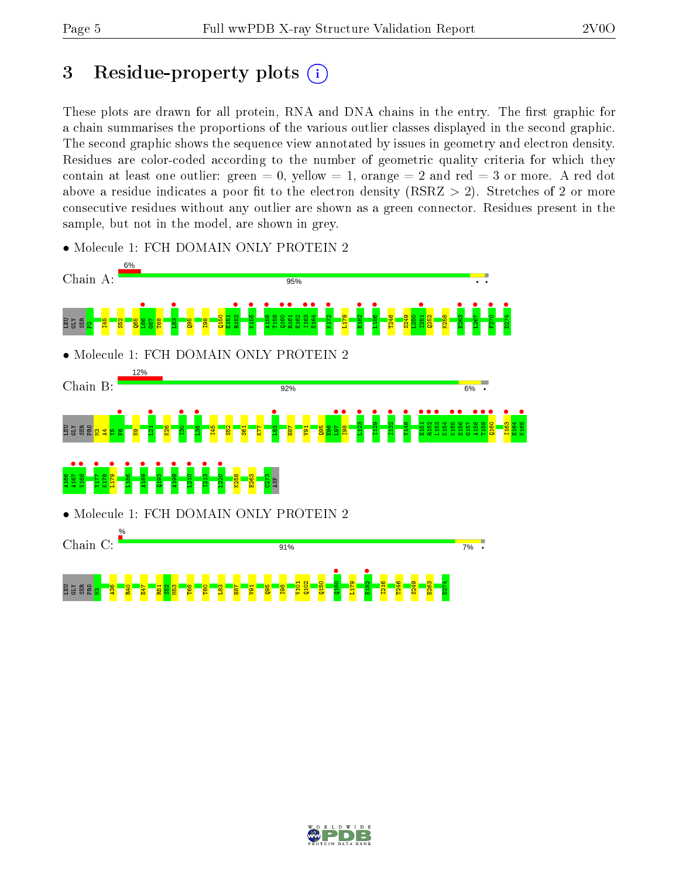# 3 Residue-property plots

These plots are drawn for all protein, RNA and DNA chains in the entry. The first graphic for a chain summarises the proportions of the various outlier classes displayed in the second graphic. The second graphic shows the sequence view annotated by issues in geometry and electron density. Residues are color-coded according to the number of geometric quality criteria for which they contain at least one outlier: green = 0, yellow = 1, orange = 2 and red = 3 or more. A red dot above a residue indicates a poor fit to the electron density (RSRZ > 2). Stretches of 2 or more consecutive residues without any outlier are shown as a green connector. Residues present in the sample, but not in the model, are shown in grey.

- Molecule 1: FCH DOMAIN ONLY PROTEIN 2

Chain A: 6% | 95%

LEU GLY SER P2 I45 S52 Q65 L66 G67 T68 L83 Q95 I98 Q150 E151 R152 K155 A158 T159 Q160 R161 E162 I163 E164 K172 L179 E182 L186 T246 S249 I250 I251 Q252 K258 E263 L267 F270 D274

- Molecule 1: FCH DOMAIN ONLY PROTEIN 2

Chain B: 12% | 92% | 6%

LEU GLY SER PRO M3 A4 V5 F6 N9 L21 K26 I30 L35 I45 S52 S61 K77 L83 H87 V91 Q95 E96 L97 I98 I123 I129 I132 V148 E151 R152 L153 K154 K155 E156 G157 A158 T159 Q160 I163 E164 K165 A166 A167 V168 Y177 K178 L179 L186 A189 Q193 A199 L210 I213 L220 K258 E263 C273 ASP

- Molecule 1: FCH DOMAIN ONLY PROTEIN 2

Chain C: % | 91% | 7%

LEU GLY SER PRO M3 A36 R40 E47 R51 S52 M53 T68 T80 L83 H87 V91 Q95 I98 V101 Q102 Q150 Q160 L179 E182 I216 T246 S249 E263 D274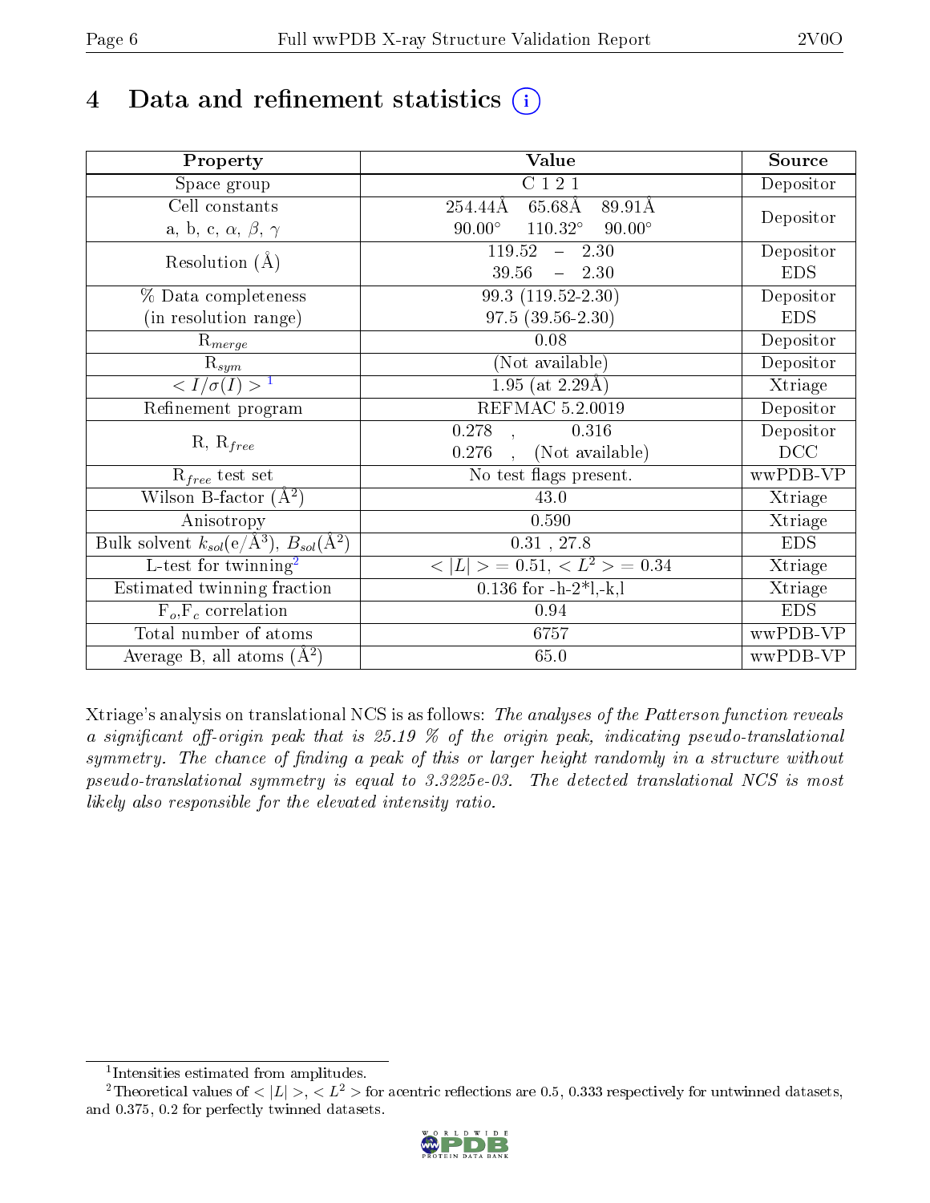# 4 Data and refinement statistics (i)

| Property | Value | Source |
|---|---|---|
| Space group | C 1 2 1 | Depositor |
| Cell constants<br>a, b, c, $\alpha$, $\beta$, $\gamma$ | 254.44Å 65.68Å 89.91Å<br>90.00° 110.32° 90.00° | Depositor |
| Resolution (Å) | 119.52 – 2.30<br>39.56 – 2.30 | Depositor<br>EDS |
| % Data completeness<br>(in resolution range) | 99.3 (119.52-2.30)<br>97.5 (39.56-2.30) | Depositor<br>EDS |
| $R_{merge}$ | 0.08 | Depositor |
| $R_{sym}$ | (Not available) | Depositor |
| $< I/\sigma(I) >$ [1] | 1.95 (at 2.29Å) | Xtriage |
| Refinement program | REFMAC 5.2.0019 | Depositor |
| R, $R_{free}$ | 0.278 , 0.316<br>0.276 , (Not available) | Depositor<br>DCC |
| $R_{free}$ test set | No test flags present. | wwPDB-VP |
| Wilson B-factor (Å$^2$) | 43.0 | Xtriage |
| Anisotropy | 0.590 | Xtriage |
| Bulk solvent $k_{sol}$(e/Å$^3$), $B_{sol}$(Å$^2$) | 0.31 , 27.8 | EDS |
| L-test for twinning[2] | $< \|L\| >$ = 0.51, $< L^2 >$ = 0.34 | Xtriage |
| Estimated twinning fraction | 0.136 for -h-2*l,-k,l | Xtriage |
| $F_o$,$F_c$ correlation | 0.94 | EDS |
| Total number of atoms | 6757 | wwPDB-VP |
| Average B, all atoms (Å$^2$) | 65.0 | wwPDB-VP |

Xtriage's analysis on translational NCS is as follows: *The analyses of the Patterson function reveals a significant off-origin peak that is 25.19 % of the origin peak, indicating pseudo-translational symmetry. The chance of finding a peak of this or larger height randomly in a structure without pseudo-translational symmetry is equal to 3.3225e-03. The detected translational NCS is most likely also responsible for the elevated intensity ratio.*

[1] Intensities estimated from amplitudes.

[2] Theoretical values of $< |L| >$, $< L^2 >$ for acentric reflections are 0.5, 0.333 respectively for untwinned datasets, and 0.375, 0.2 for perfectly twinned datasets.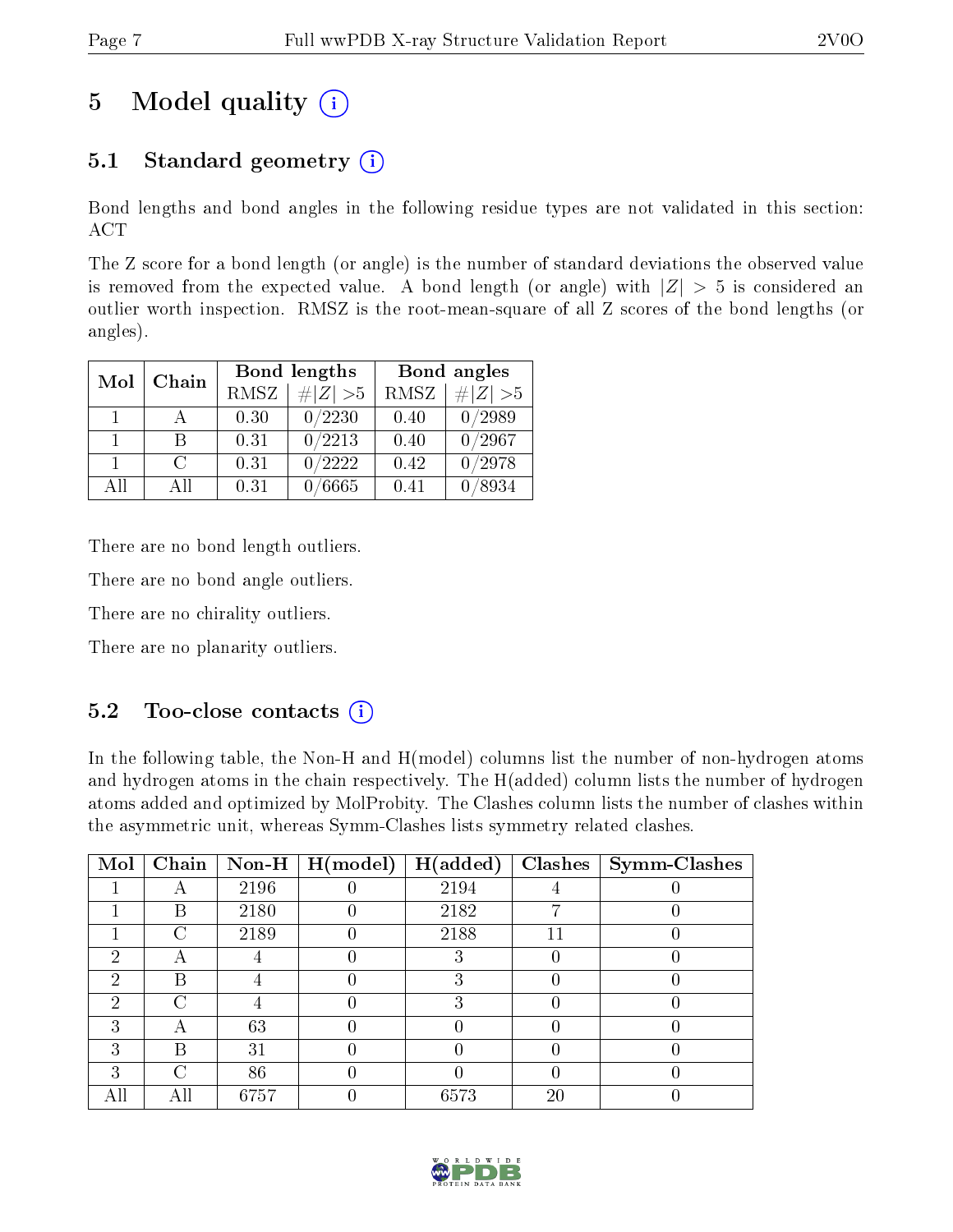# 5 Model quality

## 5.1 Standard geometry

Bond lengths and bond angles in the following residue types are not validated in this section: ACT

The Z score for a bond length (or angle) is the number of standard deviations the observed value is removed from the expected value. A bond length (or angle) with $|Z| > 5$ is considered an outlier worth inspection. RMSZ is the root-mean-square of all Z scores of the bond lengths (or angles).

| Mol | Chain | Bond lengths | | Bond angles | |
|---|---|---|---|---|---|
| | | RMSZ | $\#\|Z\| > 5$ | RMSZ | $\#\|Z\| > 5$ |
| 1 | A | 0.30 | 0/2230 | 0.40 | 0/2989 |
| 1 | B | 0.31 | 0/2213 | 0.40 | 0/2967 |
| 1 | C | 0.31 | 0/2222 | 0.42 | 0/2978 |
| All | All | 0.31 | 0/6665 | 0.41 | 0/8934 |

There are no bond length outliers.

There are no bond angle outliers.

There are no chirality outliers.

There are no planarity outliers.

## 5.2 Too-close contacts

In the following table, the Non-H and H(model) columns list the number of non-hydrogen atoms and hydrogen atoms in the chain respectively. The H(added) column lists the number of hydrogen atoms added and optimized by MolProbity. The Clashes column lists the number of clashes within the asymmetric unit, whereas Symm-Clashes lists symmetry related clashes.

| Mol | Chain | Non-H | H(model) | H(added) | Clashes | Symm-Clashes |
|---|---|---|---|---|---|---|
| 1 | A | 2196 | 0 | 2194 | 4 | 0 |
| 1 | B | 2180 | 0 | 2182 | 7 | 0 |
| 1 | C | 2189 | 0 | 2188 | 11 | 0 |
| 2 | A | 4 | 0 | 3 | 0 | 0 |
| 2 | B | 4 | 0 | 3 | 0 | 0 |
| 2 | C | 4 | 0 | 3 | 0 | 0 |
| 3 | A | 63 | 0 | 0 | 0 | 0 |
| 3 | B | 31 | 0 | 0 | 0 | 0 |
| 3 | C | 86 | 0 | 0 | 0 | 0 |
| All | All | 6757 | 0 | 6573 | 20 | 0 |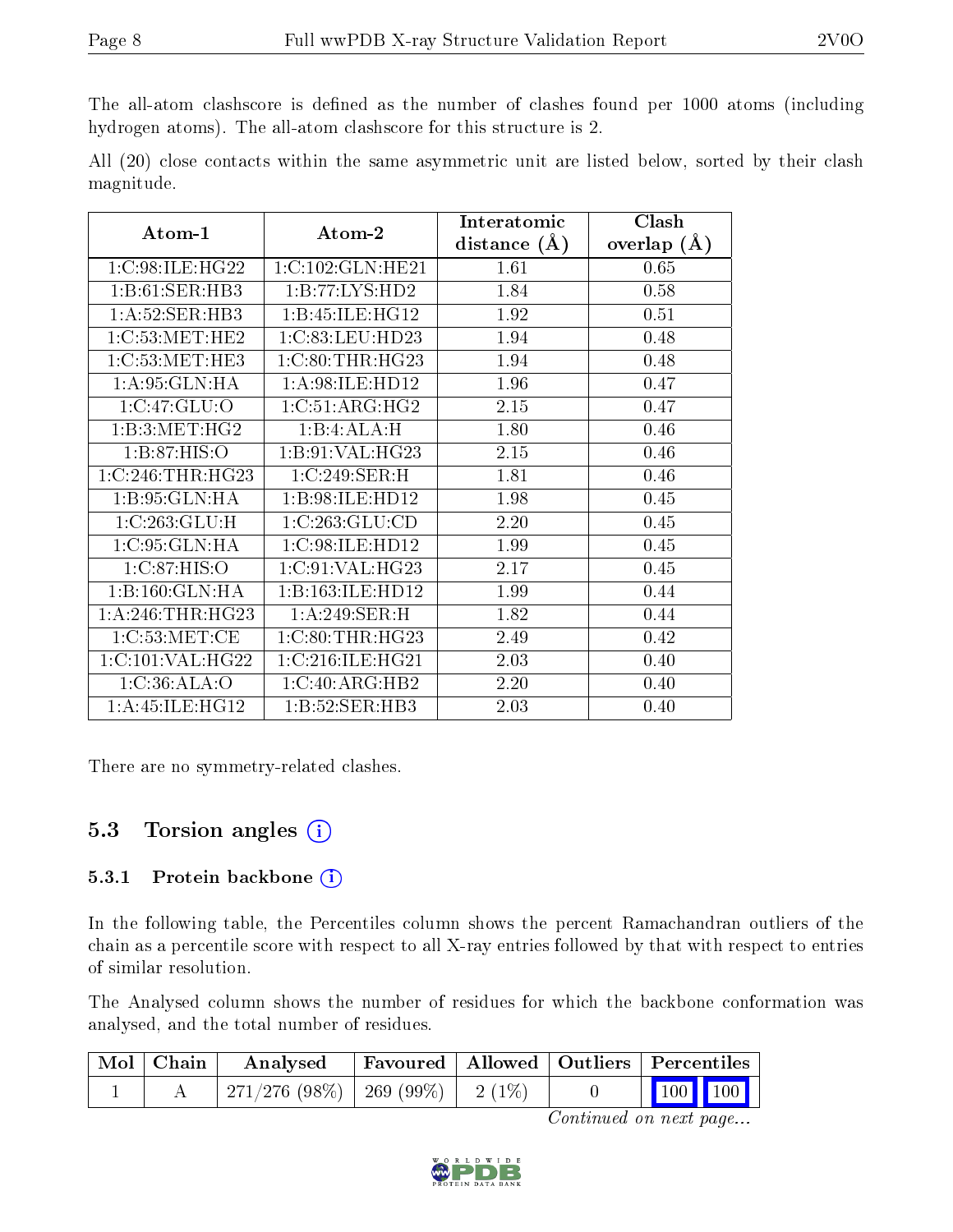The all-atom clashscore is defined as the number of clashes found per 1000 atoms (including hydrogen atoms). The all-atom clashscore for this structure is 2.

All (20) close contacts within the same asymmetric unit are listed below, sorted by their clash magnitude.

| Atom-1 | Atom-2 | Interatomic distance (Å) | Clash overlap (Å) |
|---|---|---|---|
| 1:C:98:ILE:HG22 | 1:C:102:GLN:HE21 | 1.61 | 0.65 |
| 1:B:61:SER:HB3 | 1:B:77:LYS:HD2 | 1.84 | 0.58 |
| 1:A:52:SER:HB3 | 1:B:45:ILE:HG12 | 1.92 | 0.51 |
| 1:C:53:MET:HE2 | 1:C:83:LEU:HD23 | 1.94 | 0.48 |
| 1:C:53:MET:HE3 | 1:C:80:THR:HG23 | 1.94 | 0.48 |
| 1:A:95:GLN:HA | 1:A:98:ILE:HD12 | 1.96 | 0.47 |
| 1:C:47:GLU:O | 1:C:51:ARG:HG2 | 2.15 | 0.47 |
| 1:B:3:MET:HG2 | 1:B:4:ALA:H | 1.80 | 0.46 |
| 1:B:87:HIS:O | 1:B:91:VAL:HG23 | 2.15 | 0.46 |
| 1:C:246:THR:HG23 | 1:C:249:SER:H | 1.81 | 0.46 |
| 1:B:95:GLN:HA | 1:B:98:ILE:HD12 | 1.98 | 0.45 |
| 1:C:263:GLU:H | 1:C:263:GLU:CD | 2.20 | 0.45 |
| 1:C:95:GLN:HA | 1:C:98:ILE:HD12 | 1.99 | 0.45 |
| 1:C:87:HIS:O | 1:C:91:VAL:HG23 | 2.17 | 0.45 |
| 1:B:160:GLN:HA | 1:B:163:ILE:HD12 | 1.99 | 0.44 |
| 1:A:246:THR:HG23 | 1:A:249:SER:H | 1.82 | 0.44 |
| 1:C:53:MET:CE | 1:C:80:THR:HG23 | 2.49 | 0.42 |
| 1:C:101:VAL:HG22 | 1:C:216:ILE:HG21 | 2.03 | 0.40 |
| 1:C:36:ALA:O | 1:C:40:ARG:HB2 | 2.20 | 0.40 |
| 1:A:45:ILE:HG12 | 1:B:52:SER:HB3 | 2.03 | 0.40 |

There are no symmetry-related clashes.

## 5.3 Torsion angles

### 5.3.1 Protein backbone

In the following table, the Percentiles column shows the percent Ramachandran outliers of the chain as a percentile score with respect to all X-ray entries followed by that with respect to entries of similar resolution.

The Analysed column shows the number of residues for which the backbone conformation was analysed, and the total number of residues.

| Mol | Chain | Analysed | Favoured | Allowed | Outliers | Percentiles | |
|---|---|---|---|---|---|---|---|
| 1 | A | 271/276 (98%) | 269 (99%) | 2 (1%) | 0 | 100 | 100 |

*Continued on next page...*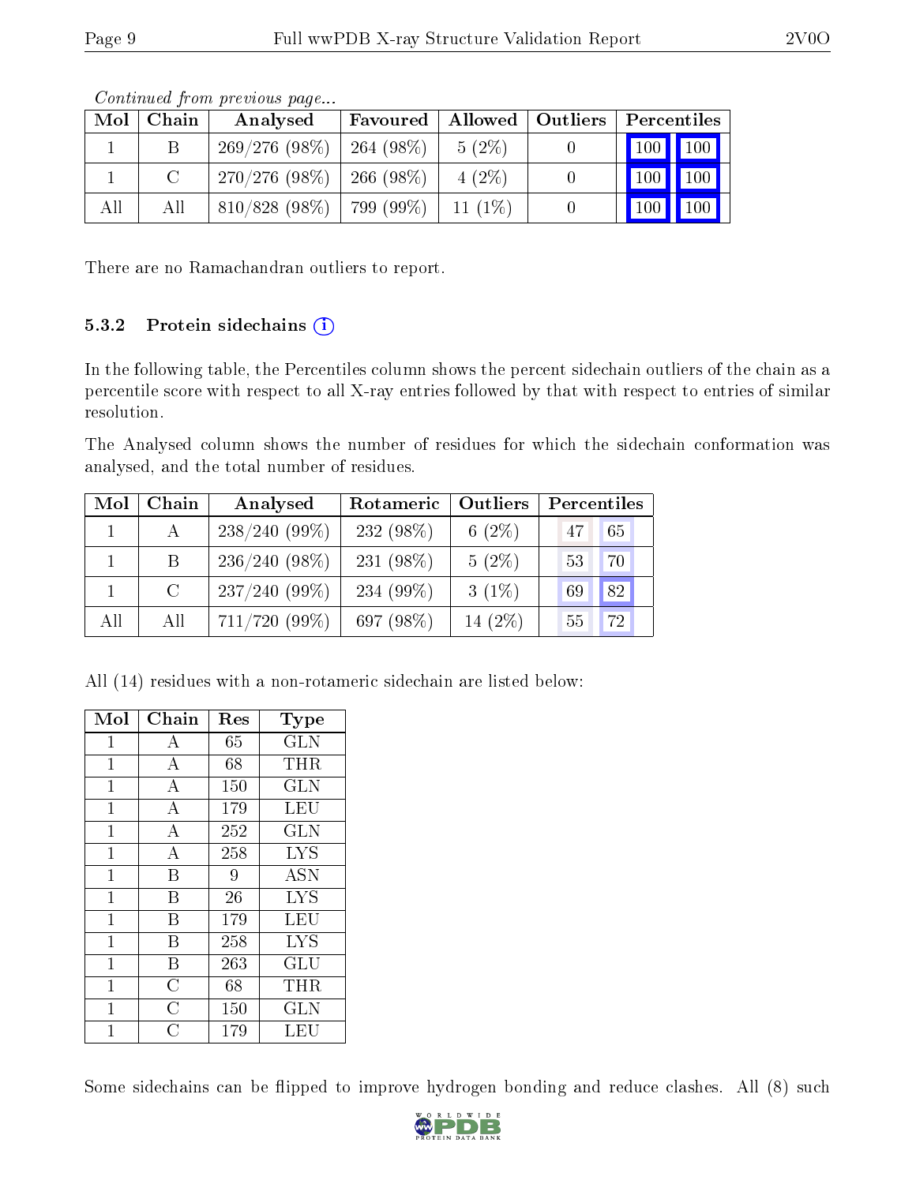*Continued from previous page...*

| Mol | Chain | Analysed | Favoured | Allowed | Outliers | Percentiles | |
|---|---|---|---|---|---|---|---|
| 1 | B | 269/276 (98%) | 264 (98%) | 5 (2%) | 0 | 100 | 100 |
| 1 | C | 270/276 (98%) | 266 (98%) | 4 (2%) | 0 | 100 | 100 |
| All | All | 810/828 (98%) | 799 (99%) | 11 (1%) | 0 | 100 | 100 |

There are no Ramachandran outliers to report.

### 5.3.2 Protein sidechains

In the following table, the Percentiles column shows the percent sidechain outliers of the chain as a percentile score with respect to all X-ray entries followed by that with respect to entries of similar resolution.

The Analysed column shows the number of residues for which the sidechain conformation was analysed, and the total number of residues.

| Mol | Chain | Analysed | Rotameric | Outliers | Percentiles | |
|---|---|---|---|---|---|---|
| 1 | A | 238/240 (99%) | 232 (98%) | 6 (2%) | 47 | 65 |
| 1 | B | 236/240 (98%) | 231 (98%) | 5 (2%) | 53 | 70 |
| 1 | C | 237/240 (99%) | 234 (99%) | 3 (1%) | 69 | 82 |
| All | All | 711/720 (99%) | 697 (98%) | 14 (2%) | 55 | 72 |

All (14) residues with a non-rotameric sidechain are listed below:

| Mol | Chain | Res | Type |
|---|---|---|---|
| 1 | A | 65 | GLN |
| 1 | A | 68 | THR |
| 1 | A | 150 | GLN |
| 1 | A | 179 | LEU |
| 1 | A | 252 | GLN |
| 1 | A | 258 | LYS |
| 1 | B | 9 | ASN |
| 1 | B | 26 | LYS |
| 1 | B | 179 | LEU |
| 1 | B | 258 | LYS |
| 1 | B | 263 | GLU |
| 1 | C | 68 | THR |
| 1 | C | 150 | GLN |
| 1 | C | 179 | LEU |

Some sidechains can be flipped to improve hydrogen bonding and reduce clashes. All (8) such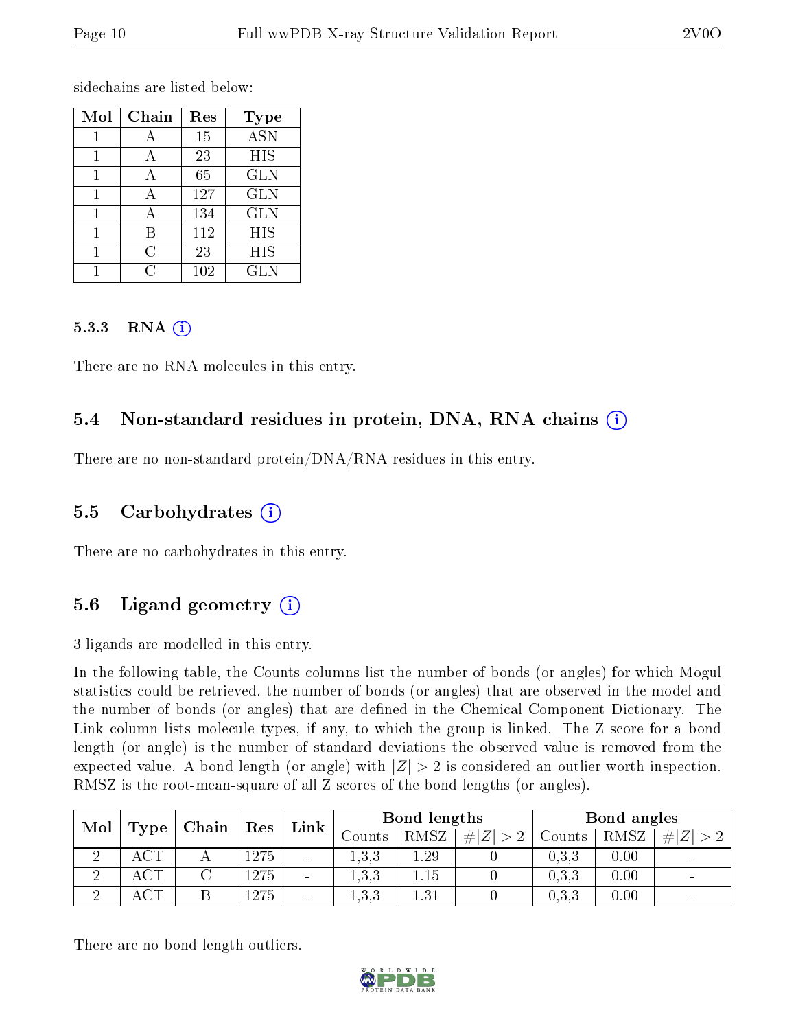sidechains are listed below:

| Mol | Chain | Res | Type |
|---|---|---|---|
| 1 | A | 15 | ASN |
| 1 | A | 23 | HIS |
| 1 | A | 65 | GLN |
| 1 | A | 127 | GLN |
| 1 | A | 134 | GLN |
| 1 | B | 112 | HIS |
| 1 | C | 23 | HIS |
| 1 | C | 102 | GLN |

#### 5.3.3 RNA (i)

There are no RNA molecules in this entry.

### 5.4 Non-standard residues in protein, DNA, RNA chains (i)

There are no non-standard protein/DNA/RNA residues in this entry.

### 5.5 Carbohydrates (i)

There are no carbohydrates in this entry.

### 5.6 Ligand geometry (i)

3 ligands are modelled in this entry.

In the following table, the Counts columns list the number of bonds (or angles) for which Mogul statistics could be retrieved, the number of bonds (or angles) that are observed in the model and the number of bonds (or angles) that are defined in the Chemical Component Dictionary. The Link column lists molecule types, if any, to which the group is linked. The Z score for a bond length (or angle) is the number of standard deviations the observed value is removed from the expected value. A bond length (or angle) with $|Z| > 2$ is considered an outlier worth inspection. RMSZ is the root-mean-square of all Z scores of the bond lengths (or angles).

| Mol | Type | Chain | Res | Link | Bond lengths | | | Bond angles | | |
|---|---|---|---|---|---|---|---|---|---|---|
| | | | | | Counts | RMSZ | $\#\|Z\| > 2$ | Counts | RMSZ | $\#\|Z\| > 2$ |
| 2 | ACT | A | 1275 | - | 1,3,3 | 1.29 | 0 | 0,3,3 | 0.00 | - |
| 2 | ACT | C | 1275 | - | 1,3,3 | 1.15 | 0 | 0,3,3 | 0.00 | - |
| 2 | ACT | B | 1275 | - | 1,3,3 | 1.31 | 0 | 0,3,3 | 0.00 | - |

There are no bond length outliers.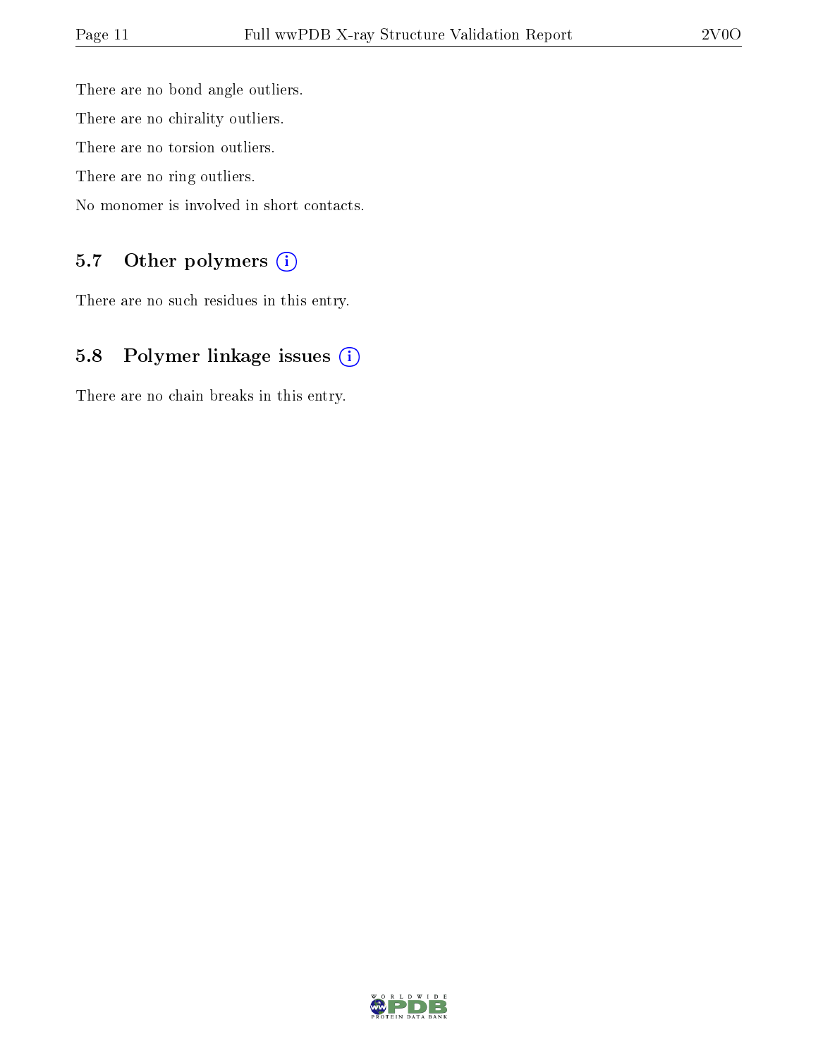There are no bond angle outliers.

There are no chirality outliers.

There are no torsion outliers.

There are no ring outliers.

No monomer is involved in short contacts.

## 5.7 Other polymers (i)

There are no such residues in this entry.

## 5.8 Polymer linkage issues (i)

There are no chain breaks in this entry.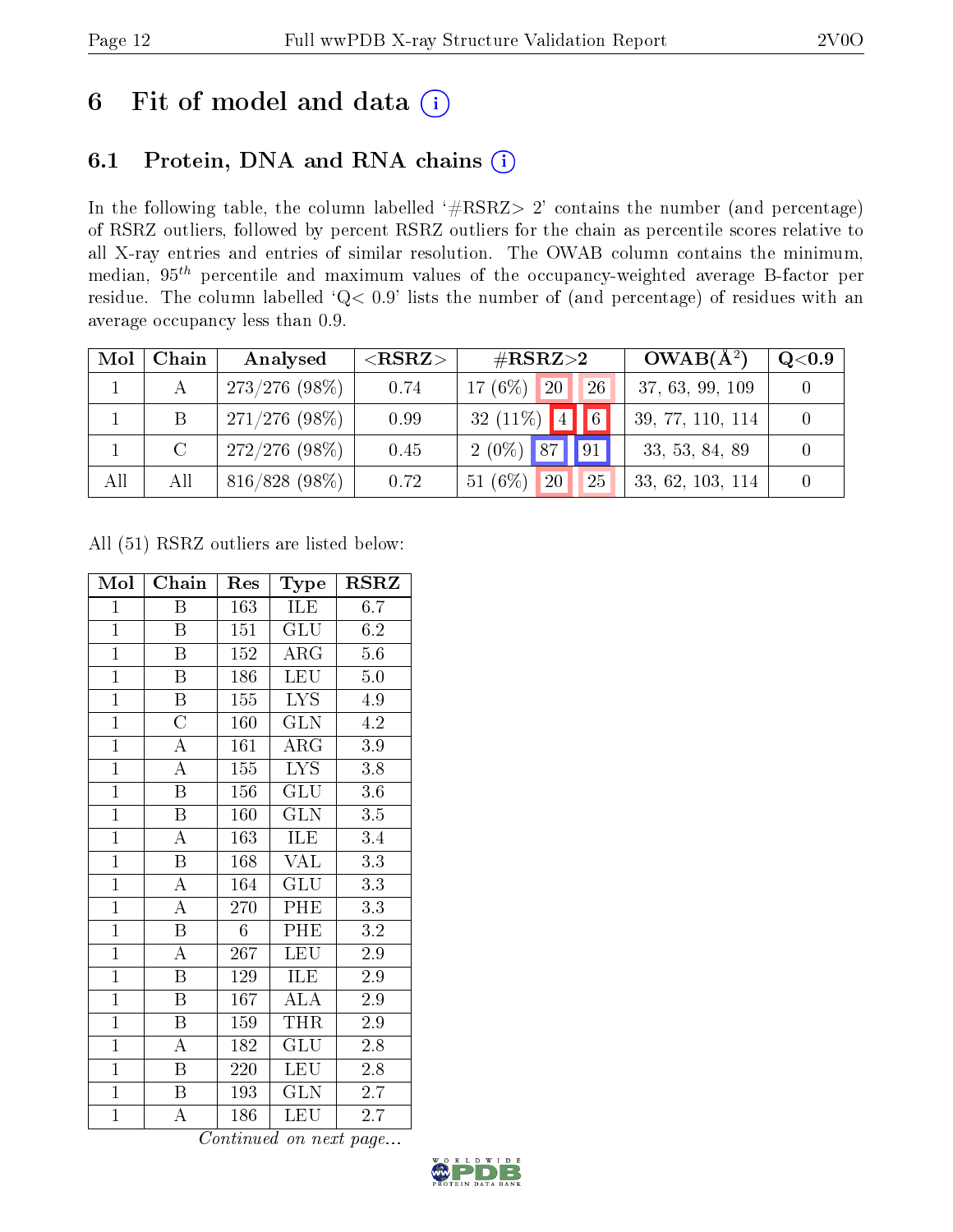# 6 Fit of model and data

## 6.1 Protein, DNA and RNA chains

In the following table, the column labelled '#RSRZ> 2' contains the number (and percentage) of RSRZ outliers, followed by percent RSRZ outliers for the chain as percentile scores relative to all X-ray entries and entries of similar resolution. The OWAB column contains the minimum, median, $95^{th}$ percentile and maximum values of the occupancy-weighted average B-factor per residue. The column labelled 'Q< 0.9' lists the number of (and percentage) of residues with an average occupancy less than 0.9.

| Mol | Chain | Analysed | <RSRZ> | #RSRZ>2 | | | OWAB(Å$^2$) | Q<0.9 |
|---|---|---|---|---|---|---|---|---|
| 1 | A | 273/276 (98%) | 0.74 | 17 (6%) | 20 | 26 | 37, 63, 99, 109 | 0 |
| 1 | B | 271/276 (98%) | 0.99 | 32 (11%) | 4 | 6 | 39, 77, 110, 114 | 0 |
| 1 | C | 272/276 (98%) | 0.45 | 2 (0%) | 87 | 91 | 33, 53, 84, 89 | 0 |
| All | All | 816/828 (98%) | 0.72 | 51 (6%) | 20 | 25 | 33, 62, 103, 114 | 0 |

All (51) RSRZ outliers are listed below:

| Mol | Chain | Res | Type | RSRZ |
|---|---|---|---|---|
| 1 | B | 163 | ILE | 6.7 |
| 1 | B | 151 | GLU | 6.2 |
| 1 | B | 152 | ARG | 5.6 |
| 1 | B | 186 | LEU | 5.0 |
| 1 | B | 155 | LYS | 4.9 |
| 1 | C | 160 | GLN | 4.2 |
| 1 | A | 161 | ARG | 3.9 |
| 1 | A | 155 | LYS | 3.8 |
| 1 | B | 156 | GLU | 3.6 |
| 1 | B | 160 | GLN | 3.5 |
| 1 | A | 163 | ILE | 3.4 |
| 1 | B | 168 | VAL | 3.3 |
| 1 | A | 164 | GLU | 3.3 |
| 1 | A | 270 | PHE | 3.3 |
| 1 | B | 6 | PHE | 3.2 |
| 1 | A | 267 | LEU | 2.9 |
| 1 | B | 129 | ILE | 2.9 |
| 1 | B | 167 | ALA | 2.9 |
| 1 | B | 159 | THR | 2.9 |
| 1 | A | 182 | GLU | 2.8 |
| 1 | B | 220 | LEU | 2.8 |
| 1 | B | 193 | GLN | 2.7 |
| 1 | A | 186 | LEU | 2.7 |

*Continued on next page...*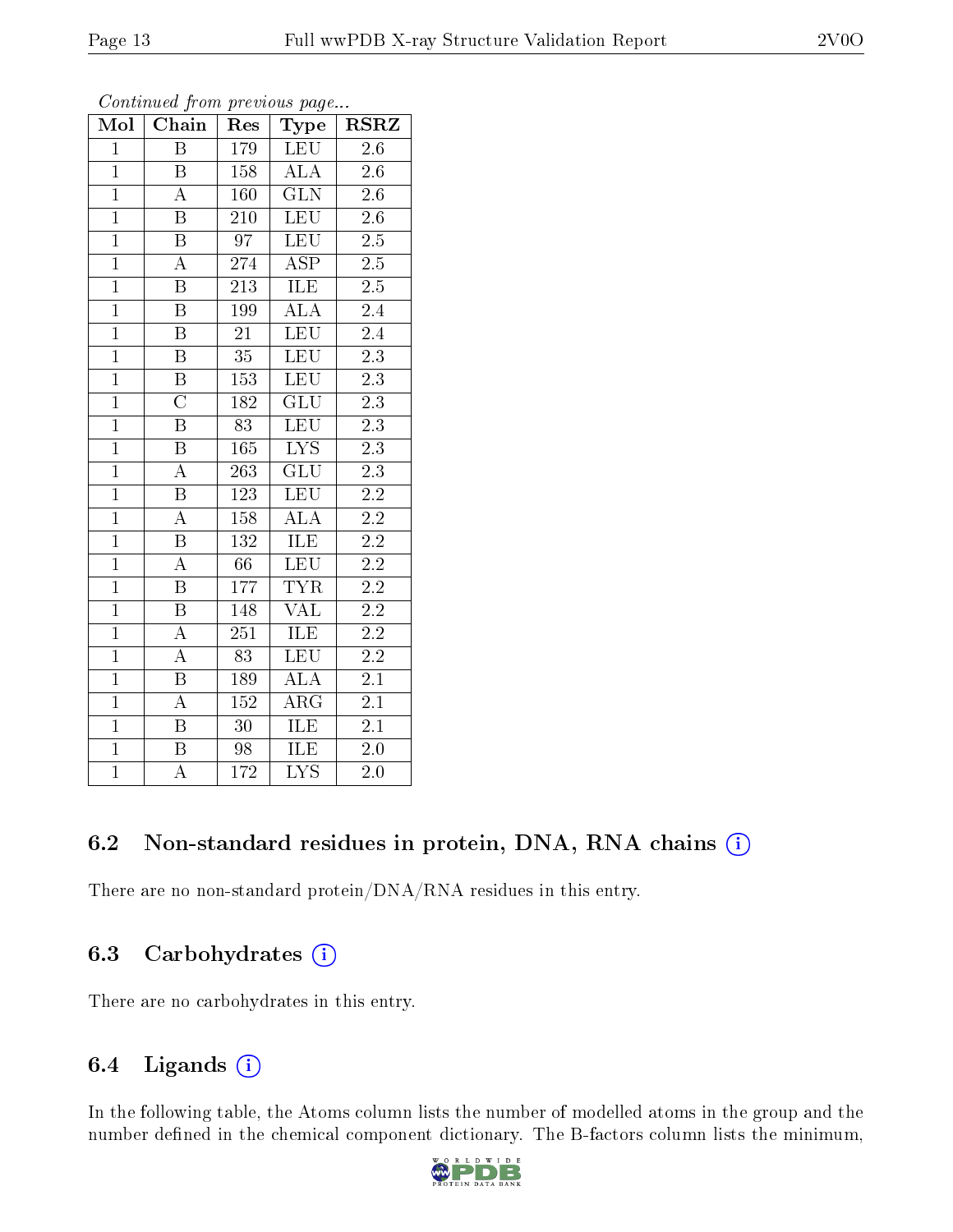*Continued from previous page...*

| Mol | Chain | Res | Type | RSRZ |
|---|---|---|---|---|
| 1 | B | 179 | LEU | 2.6 |
| 1 | B | 158 | ALA | 2.6 |
| 1 | A | 160 | GLN | 2.6 |
| 1 | B | 210 | LEU | 2.6 |
| 1 | B | 97 | LEU | 2.5 |
| 1 | A | 274 | ASP | 2.5 |
| 1 | B | 213 | ILE | 2.5 |
| 1 | B | 199 | ALA | 2.4 |
| 1 | B | 21 | LEU | 2.4 |
| 1 | B | 35 | LEU | 2.3 |
| 1 | B | 153 | LEU | 2.3 |
| 1 | C | 182 | GLU | 2.3 |
| 1 | B | 83 | LEU | 2.3 |
| 1 | B | 165 | LYS | 2.3 |
| 1 | A | 263 | GLU | 2.3 |
| 1 | B | 123 | LEU | 2.2 |
| 1 | A | 158 | ALA | 2.2 |
| 1 | B | 132 | ILE | 2.2 |
| 1 | A | 66 | LEU | 2.2 |
| 1 | B | 177 | TYR | 2.2 |
| 1 | B | 148 | VAL | 2.2 |
| 1 | A | 251 | ILE | 2.2 |
| 1 | A | 83 | LEU | 2.2 |
| 1 | B | 189 | ALA | 2.1 |
| 1 | A | 152 | ARG | 2.1 |
| 1 | B | 30 | ILE | 2.1 |
| 1 | B | 98 | ILE | 2.0 |
| 1 | A | 172 | LYS | 2.0 |

### 6.2 Non-standard residues in protein, DNA, RNA chains (i)

There are no non-standard protein/DNA/RNA residues in this entry.

### 6.3 Carbohydrates (i)

There are no carbohydrates in this entry.

### 6.4 Ligands (i)

In the following table, the Atoms column lists the number of modelled atoms in the group and the number defined in the chemical component dictionary. The B-factors column lists the minimum,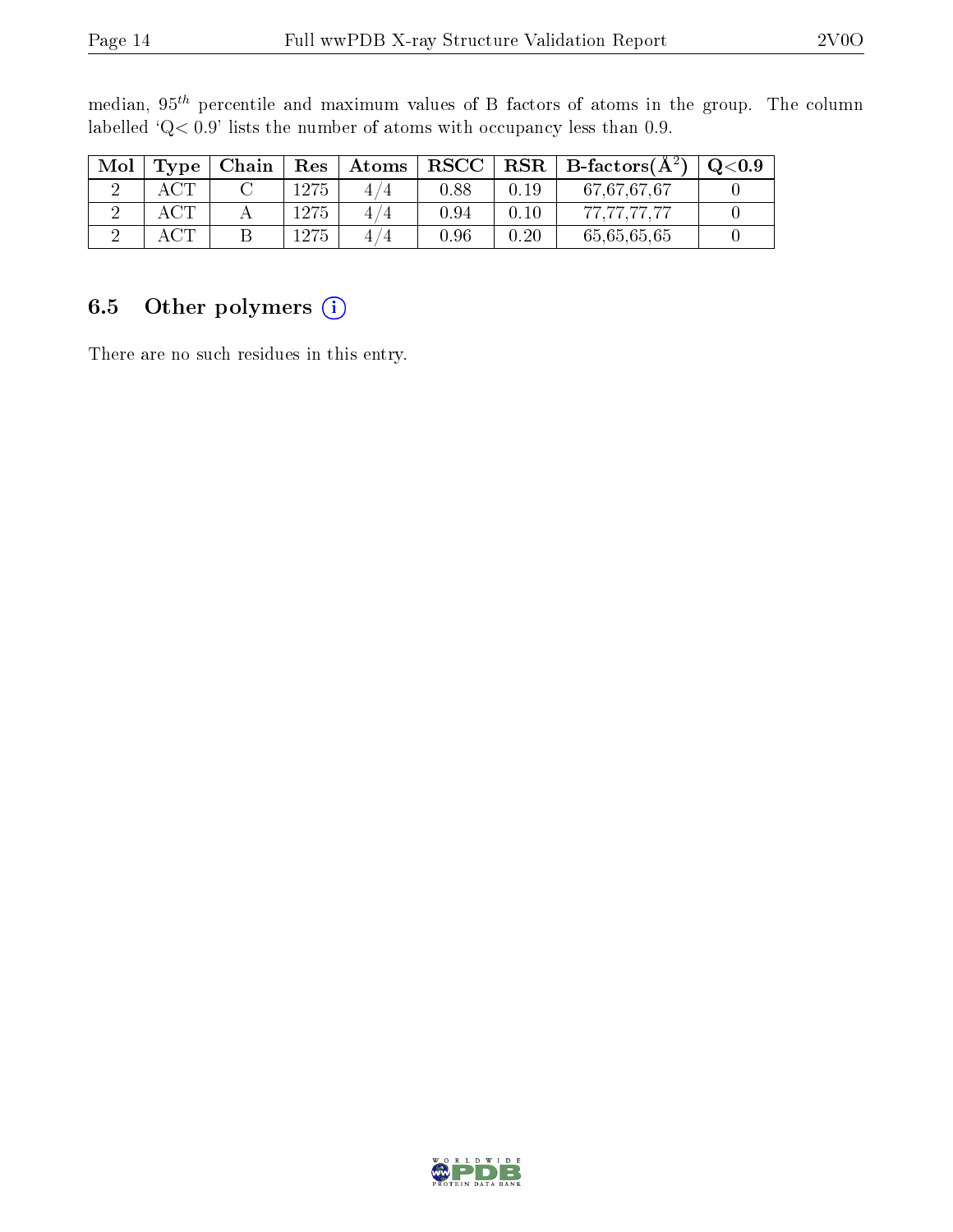median, $95^{th}$ percentile and maximum values of B factors of atoms in the group. The column labelled 'Q< 0.9' lists the number of atoms with occupancy less than 0.9.

| Mol | Type | Chain | Res | Atoms | RSCC | RSR | B-factors($Å^2$) | Q<0.9 |
|---|---|---|---|---|---|---|---|---|
| 2 | ACT | C | 1275 | 4/4 | 0.88 | 0.19 | 67,67,67,67 | 0 |
| 2 | ACT | A | 1275 | 4/4 | 0.94 | 0.10 | 77,77,77,77 | 0 |
| 2 | ACT | B | 1275 | 4/4 | 0.96 | 0.20 | 65,65,65,65 | 0 |

## 6.5 Other polymers

There are no such residues in this entry.